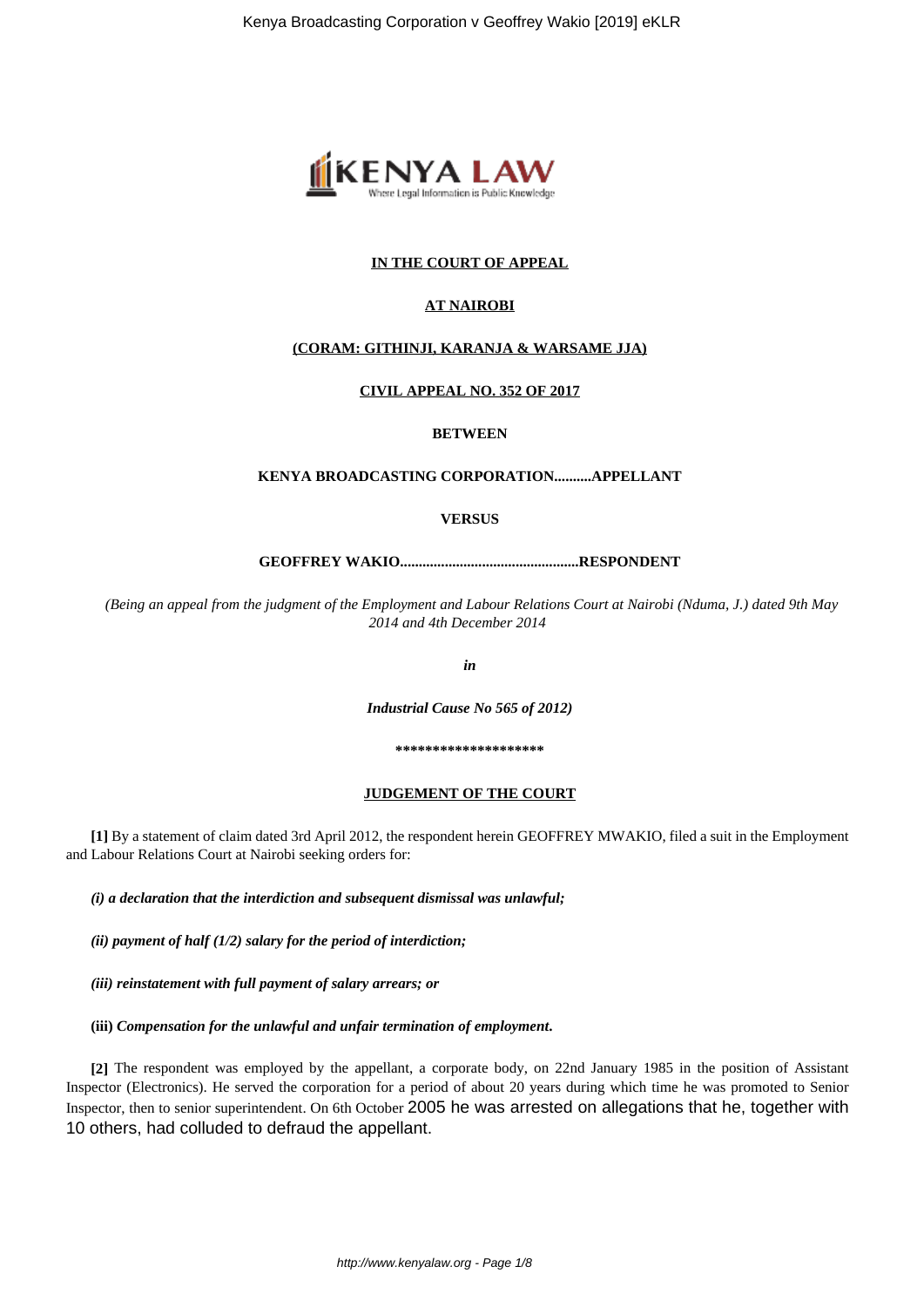**IN THE COURT OF APPEAL**

**AT NAIROBI**

**(CORAM: GITHINJI, KARANJA & WARSAME JJA)**

**CIVIL APPEAL NO. 352 OF 2017**

**BETWEEN**

**KENYA BROADCASTING CORPORATION..........APPELLANT**

**VERSUS**

**GEOFFREY WAKIO................................................RESPONDENT**

*(Being an appeal from the judgment of the Employment and Labour Relations Court at Nairobi (Nduma, J.) dated 9th May 2014 and 4th December 2014*

***in***

***Industrial Cause No 565 of 2012)***

**********************

**JUDGEMENT OF THE COURT**

**[1]** By a statement of claim dated 3rd April 2012, the respondent herein GEOFFREY MWAKIO, filed a suit in the Employment and Labour Relations Court at Nairobi seeking orders for:

***(i) a declaration that the interdiction and subsequent dismissal was unlawful;***

***(ii) payment of half (1/2) salary for the period of interdiction;***

***(iii) reinstatement with full payment of salary arrears; or***

**(iii)** ***Compensation for the unlawful and unfair termination of employment.***

**[2]** The respondent was employed by the appellant, a corporate body, on 22nd January 1985 in the position of Assistant Inspector (Electronics). He served the corporation for a period of about 20 years during which time he was promoted to Senior Inspector, then to senior superintendent. On 6th October 2005 he was arrested on allegations that he, together with 10 others, had colluded to defraud the appellant.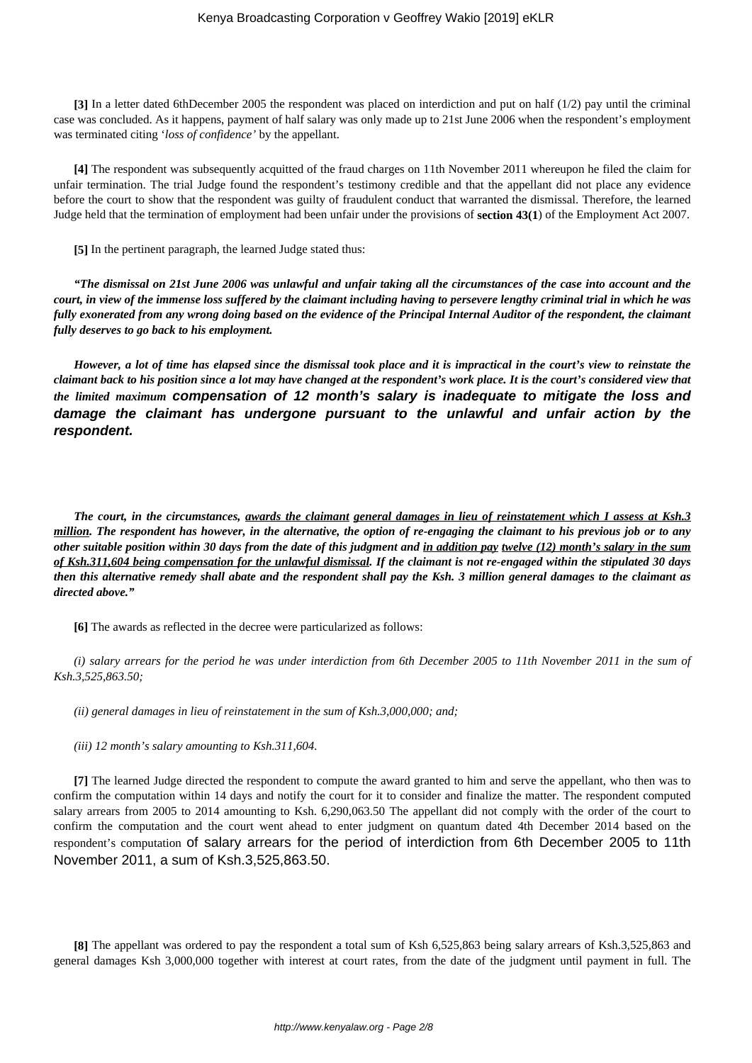**[3]** In a letter dated 6thDecember 2005 the respondent was placed on interdiction and put on half (1/2) pay until the criminal case was concluded. As it happens, payment of half salary was only made up to 21st June 2006 when the respondent's employment was terminated citing '*loss of confidence'* by the appellant.

**[4]** The respondent was subsequently acquitted of the fraud charges on 11th November 2011 whereupon he filed the claim for unfair termination. The trial Judge found the respondent's testimony credible and that the appellant did not place any evidence before the court to show that the respondent was guilty of fraudulent conduct that warranted the dismissal. Therefore, the learned Judge held that the termination of employment had been unfair under the provisions of **section 43(1**) of the Employment Act 2007.

**[5]** In the pertinent paragraph, the learned Judge stated thus:

***"The dismissal on 21st June 2006 was unlawful and unfair taking all the circumstances of the case into account and the court, in view of the immense loss suffered by the claimant including having to persevere lengthy criminal trial in which he was fully exonerated from any wrong doing based on the evidence of the Principal Internal Auditor of the respondent, the claimant fully deserves to go back to his employment.***

***However, a lot of time has elapsed since the dismissal took place and it is impractical in the court's view to reinstate the claimant back to his position since a lot may have changed at the respondent's work place. It is the court's considered view that the limited maximum compensation of 12 month's salary is inadequate to mitigate the loss and damage the claimant has undergone pursuant to the unlawful and unfair action by the respondent.***

***The court, in the circumstances, <u>awards the claimant</u> <u>general damages in lieu of reinstatement which I assess at Ksh.3 million</u>. The respondent has however, in the alternative, the option of re-engaging the claimant to his previous job or to any other suitable position within 30 days from the date of this judgment and <u>in addition pay</u> <u>twelve (12) month's salary in the sum of Ksh.311,604 being compensation for the unlawful dismissal</u>. If the claimant is not re-engaged within the stipulated 30 days then this alternative remedy shall abate and the respondent shall pay the Ksh. 3 million general damages to the claimant as directed above."***

**[6]** The awards as reflected in the decree were particularized as follows:

*(i) salary arrears for the period he was under interdiction from 6th December 2005 to 11th November 2011 in the sum of Ksh.3,525,863.50;*

*(ii) general damages in lieu of reinstatement in the sum of Ksh.3,000,000; and;*

*(iii) 12 month's salary amounting to Ksh.311,604.*

**[7]** The learned Judge directed the respondent to compute the award granted to him and serve the appellant, who then was to confirm the computation within 14 days and notify the court for it to consider and finalize the matter. The respondent computed salary arrears from 2005 to 2014 amounting to Ksh. 6,290,063.50 The appellant did not comply with the order of the court to confirm the computation and the court went ahead to enter judgment on quantum dated 4th December 2014 based on the respondent's computation of salary arrears for the period of interdiction from 6th December 2005 to 11th November 2011, a sum of Ksh.3,525,863.50.

**[8]** The appellant was ordered to pay the respondent a total sum of Ksh 6,525,863 being salary arrears of Ksh.3,525,863 and general damages Ksh 3,000,000 together with interest at court rates, from the date of the judgment until payment in full. The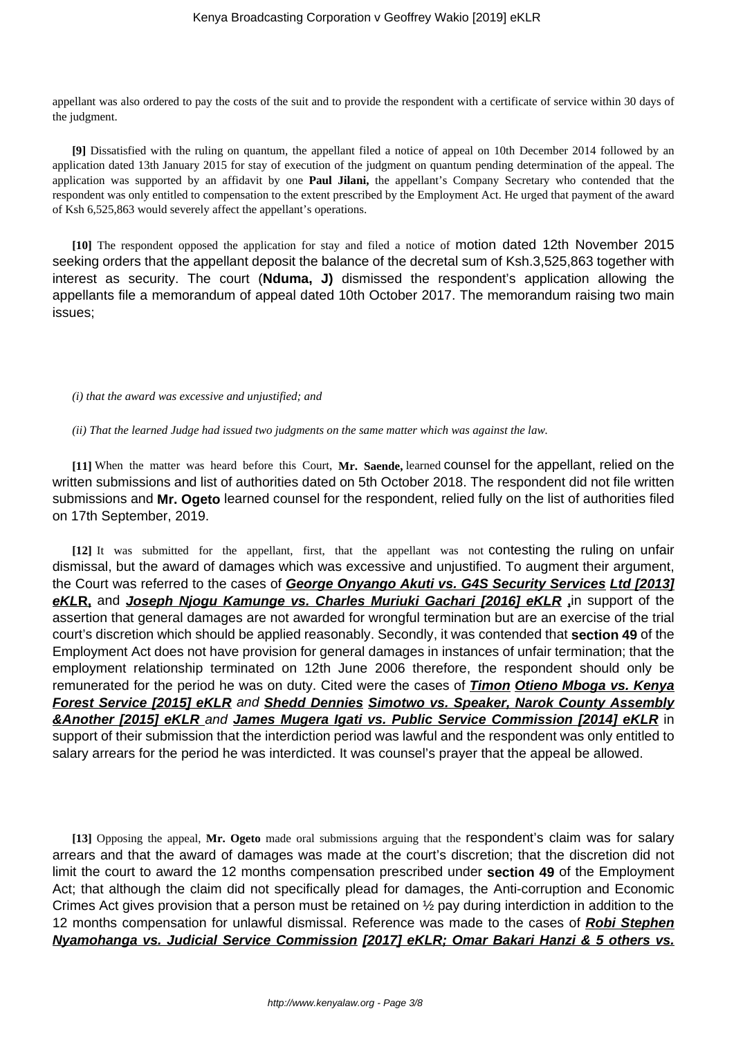appellant was also ordered to pay the costs of the suit and to provide the respondent with a certificate of service within 30 days of the judgment.

**[9]** Dissatisfied with the ruling on quantum, the appellant filed a notice of appeal on 10th December 2014 followed by an application dated 13th January 2015 for stay of execution of the judgment on quantum pending determination of the appeal. The application was supported by an affidavit by one **Paul Jilani,** the appellant's Company Secretary who contended that the respondent was only entitled to compensation to the extent prescribed by the Employment Act. He urged that payment of the award of Ksh 6,525,863 would severely affect the appellant's operations.

**[10]** The respondent opposed the application for stay and filed a notice of motion dated 12th November 2015 seeking orders that the appellant deposit the balance of the decretal sum of Ksh.3,525,863 together with interest as security. The court (**Nduma, J)** dismissed the respondent's application allowing the appellants file a memorandum of appeal dated 10th October 2017. The memorandum raising two main issues;

*(i) that the award was excessive and unjustified; and*

*(ii) That the learned Judge had issued two judgments on the same matter which was against the law.*

**[11]** When the matter was heard before this Court, **Mr. Saende,** learned counsel for the appellant, relied on the written submissions and list of authorities dated on 5th October 2018. The respondent did not file written submissions and **Mr. Ogeto** learned counsel for the respondent, relied fully on the list of authorities filed on 17th September, 2019.

**[12]** It was submitted for the appellant, first, that the appellant was not contesting the ruling on unfair dismissal, but the award of damages which was excessive and unjustified. To augment their argument, the Court was referred to the cases of **George Onyango Akuti vs. G4S Security Services Ltd [2013] eKLR,** and **Joseph Njogu Kamunge vs. Charles Muriuki Gachari [2016] eKLR ,**in support of the assertion that general damages are not awarded for wrongful termination but are an exercise of the trial court's discretion which should be applied reasonably. Secondly, it was contended that **section 49** of the Employment Act does not have provision for general damages in instances of unfair termination; that the employment relationship terminated on 12th June 2006 therefore, the respondent should only be remunerated for the period he was on duty. Cited were the cases of ***Timon Otieno Mboga vs. Kenya Forest Service [2015] eKLR*** *and* ***Shedd Dennies Simotwo vs. Speaker, Narok County Assembly &Another [2015] eKLR*** *and* **James Mugera Igati vs. Public Service Commission [2014] eKLR** in support of their submission that the interdiction period was lawful and the respondent was only entitled to salary arrears for the period he was interdicted. It was counsel's prayer that the appeal be allowed.

**[13]** Opposing the appeal, **Mr. Ogeto** made oral submissions arguing that the respondent's claim was for salary arrears and that the award of damages was made at the court's discretion; that the discretion did not limit the court to award the 12 months compensation prescribed under **section 49** of the Employment Act; that although the claim did not specifically plead for damages, the Anti-corruption and Economic Crimes Act gives provision that a person must be retained on ½ pay during interdiction in addition to the 12 months compensation for unlawful dismissal. Reference was made to the cases of **Robi Stephen Nyamohanga vs. Judicial Service Commission [2017] eKLR; Omar Bakari Hanzi & 5 others vs.**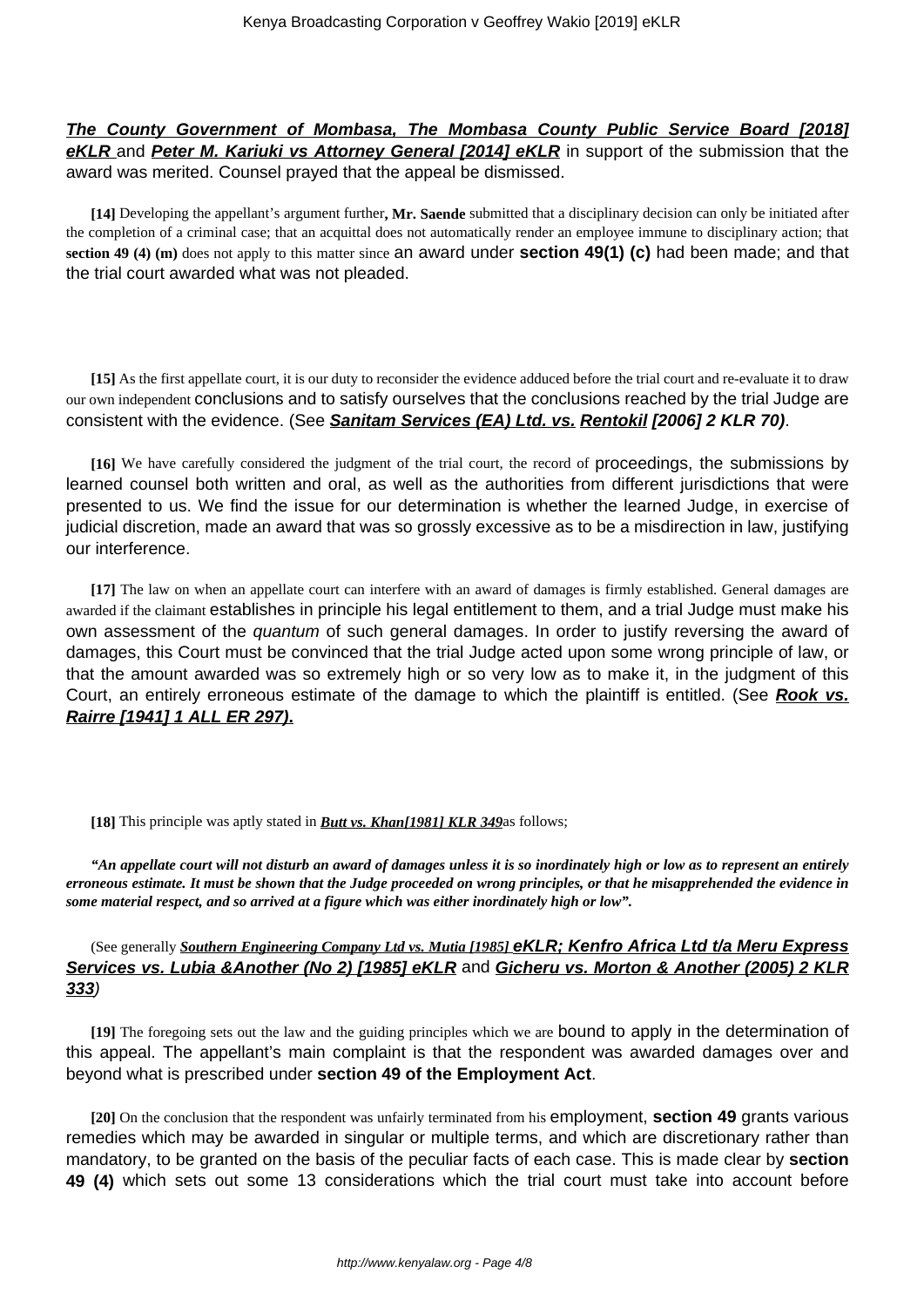**The County Government of Mombasa, The Mombasa County Public Service Board [2018] eKLR** and **Peter M. Kariuki vs Attorney General [2014] eKLR** in support of the submission that the award was merited. Counsel prayed that the appeal be dismissed.

**[14]** Developing the appellant's argument further**, Mr. Saende** submitted that a disciplinary decision can only be initiated after the completion of a criminal case; that an acquittal does not automatically render an employee immune to disciplinary action; that **section 49 (4) (m)** does not apply to this matter since an award under **section 49(1) (c)** had been made; and that the trial court awarded what was not pleaded.

**[15]** As the first appellate court, it is our duty to reconsider the evidence adduced before the trial court and re-evaluate it to draw our own independent conclusions and to satisfy ourselves that the conclusions reached by the trial Judge are consistent with the evidence. (See ***Sanitam Services (EA) Ltd. vs. Rentokil [2006] 2 KLR 70)***.

**[16]** We have carefully considered the judgment of the trial court, the record of proceedings, the submissions by learned counsel both written and oral, as well as the authorities from different jurisdictions that were presented to us. We find the issue for our determination is whether the learned Judge, in exercise of judicial discretion, made an award that was so grossly excessive as to be a misdirection in law, justifying our interference.

**[17]** The law on when an appellate court can interfere with an award of damages is firmly established. General damages are awarded if the claimant establishes in principle his legal entitlement to them, and a trial Judge must make his own assessment of the *quantum* of such general damages. In order to justify reversing the award of damages, this Court must be convinced that the trial Judge acted upon some wrong principle of law, or that the amount awarded was so extremely high or so very low as to make it, in the judgment of this Court, an entirely erroneous estimate of the damage to which the plaintiff is entitled. (See **Rook vs. Rairre [1941] 1 ALL ER 297).**

**[18]** This principle was aptly stated in ***Butt vs. Khan[1981] KLR 349***as follows;

***"An appellate court will not disturb an award of damages unless it is so inordinately high or low as to represent an entirely erroneous estimate. It must be shown that the Judge proceeded on wrong principles, or that he misapprehended the evidence in some material respect, and so arrived at a figure which was either inordinately high or low".***

(See generally ***Southern Engineering Company Ltd vs. Mutia [1985] eKLR; Kenfro Africa Ltd t/a Meru Express Services vs. Lubia &Another (No 2) [1985] eKLR*** and **Gicheru vs. Morton & Another (2005) 2 KLR 333**)

**[19]** The foregoing sets out the law and the guiding principles which we are bound to apply in the determination of this appeal. The appellant's main complaint is that the respondent was awarded damages over and beyond what is prescribed under **section 49 of the Employment Act**.

**[20]** On the conclusion that the respondent was unfairly terminated from his employment, **section 49** grants various remedies which may be awarded in singular or multiple terms, and which are discretionary rather than mandatory, to be granted on the basis of the peculiar facts of each case. This is made clear by **section 49 (4)** which sets out some 13 considerations which the trial court must take into account before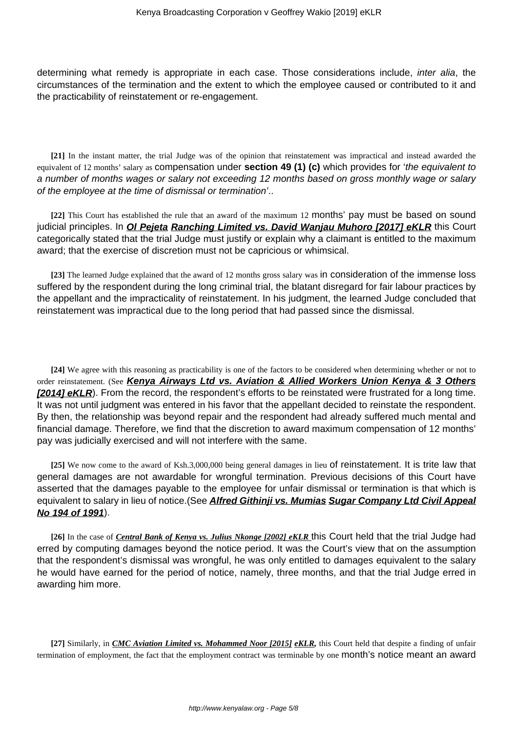determining what remedy is appropriate in each case. Those considerations include, *inter alia*, the circumstances of the termination and the extent to which the employee caused or contributed to it and the practicability of reinstatement or re-engagement.

**[21]** In the instant matter, the trial Judge was of the opinion that reinstatement was impractical and instead awarded the equivalent of 12 months' salary as compensation under **section 49 (1) (c)** which provides for '*the equivalent to a number of months wages or salary not exceeding 12 months based on gross monthly wage or salary of the employee at the time of dismissal or termination*'..

**[22]** This Court has established the rule that an award of the maximum 12 months' pay must be based on sound judicial principles. In ***Ol Pejeta Ranching Limited vs. David Wanjau Muhoro [2017] eKLR*** this Court categorically stated that the trial Judge must justify or explain why a claimant is entitled to the maximum award; that the exercise of discretion must not be capricious or whimsical.

**[23]** The learned Judge explained that the award of 12 months gross salary was in consideration of the immense loss suffered by the respondent during the long criminal trial, the blatant disregard for fair labour practices by the appellant and the impracticality of reinstatement. In his judgment, the learned Judge concluded that reinstatement was impractical due to the long period that had passed since the dismissal.

**[24]** We agree with this reasoning as practicability is one of the factors to be considered when determining whether or not to order reinstatement. (See ***Kenya Airways Ltd vs. Aviation & Allied Workers Union Kenya & 3 Others [2014] eKLR***). From the record, the respondent's efforts to be reinstated were frustrated for a long time. It was not until judgment was entered in his favor that the appellant decided to reinstate the respondent. By then, the relationship was beyond repair and the respondent had already suffered much mental and financial damage. Therefore, we find that the discretion to award maximum compensation of 12 months' pay was judicially exercised and will not interfere with the same.

**[25]** We now come to the award of Ksh.3,000,000 being general damages in lieu of reinstatement. It is trite law that general damages are not awardable for wrongful termination. Previous decisions of this Court have asserted that the damages payable to the employee for unfair dismissal or termination is that which is equivalent to salary in lieu of notice.(See ***Alfred Githinji vs. Mumias Sugar Company Ltd Civil Appeal No 194 of 1991***).

**[26]** In the case of ***Central Bank of Kenya vs. Julius Nkonge [2002] eKLR*** this Court held that the trial Judge had erred by computing damages beyond the notice period. It was the Court's view that on the assumption that the respondent's dismissal was wrongful, he was only entitled to damages equivalent to the salary he would have earned for the period of notice, namely, three months, and that the trial Judge erred in awarding him more.

**[27]** Similarly, in ***CMC Aviation Limited vs. Mohammed Noor [2015] eKLR,*** this Court held that despite a finding of unfair termination of employment, the fact that the employment contract was terminable by one month's notice meant an award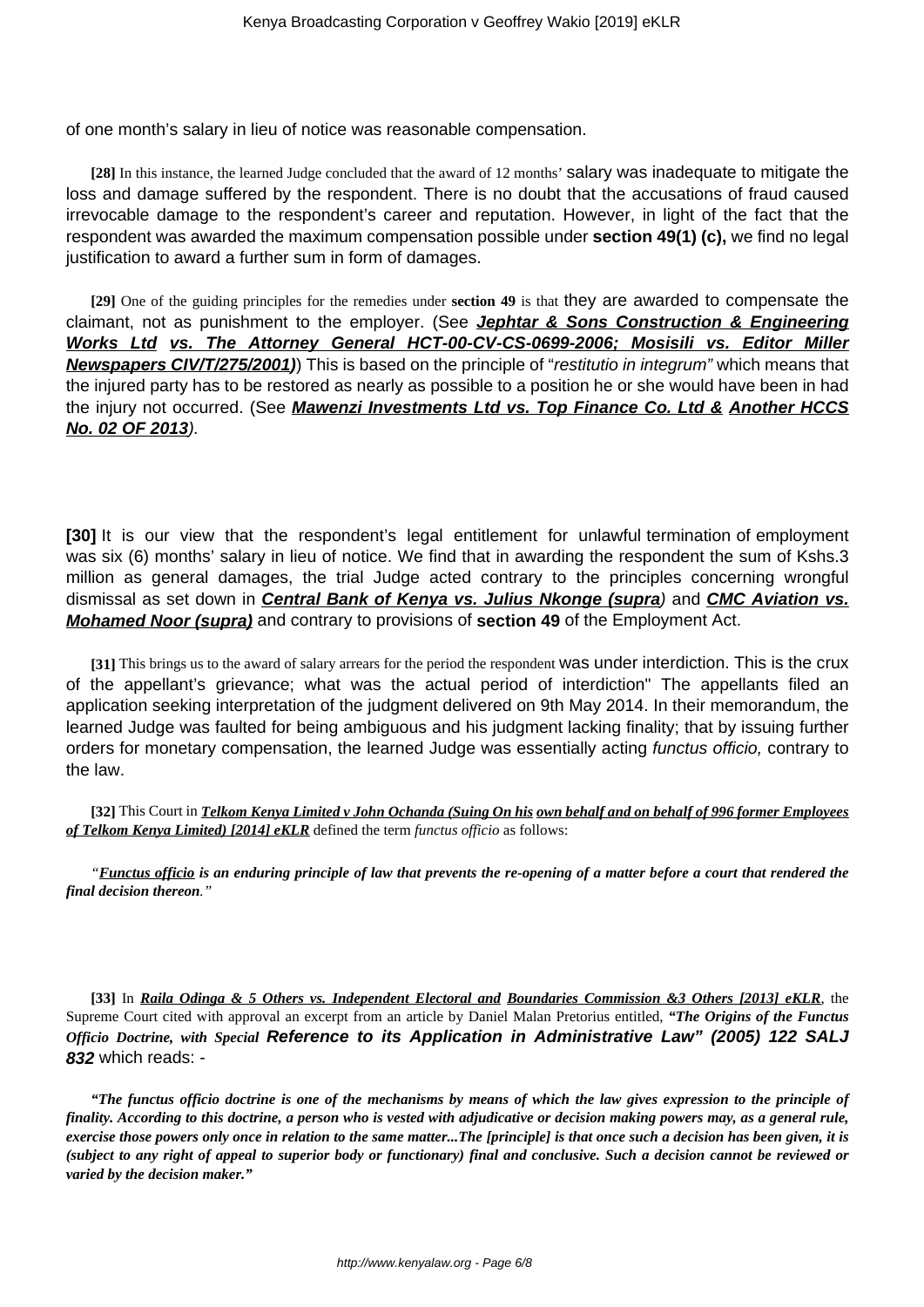of one month's salary in lieu of notice was reasonable compensation.

**[28]** In this instance, the learned Judge concluded that the award of 12 months' salary was inadequate to mitigate the loss and damage suffered by the respondent. There is no doubt that the accusations of fraud caused irrevocable damage to the respondent's career and reputation. However, in light of the fact that the respondent was awarded the maximum compensation possible under **section 49(1) (c),** we find no legal justification to award a further sum in form of damages.

**[29]** One of the guiding principles for the remedies under **section 49** is that they are awarded to compensate the claimant, not as punishment to the employer. (See ***Jephtar & Sons Construction & Engineering Works Ltd vs. The Attorney General HCT-00-CV-CS-0699-2006; Mosisili vs. Editor Miller Newspapers CIV/T/275/2001)***) This is based on the principle of "*restitutio in integrum"* which means that the injured party has to be restored as nearly as possible to a position he or she would have been in had the injury not occurred. (See ***Mawenzi Investments Ltd vs. Top Finance Co. Ltd & Another HCCS No. 02 OF 2013***).

**[30]** It is our view that the respondent's legal entitlement for unlawful termination of employment was six (6) months' salary in lieu of notice. We find that in awarding the respondent the sum of Kshs.3 million as general damages, the trial Judge acted contrary to the principles concerning wrongful dismissal as set down in ***Central Bank of Kenya vs. Julius Nkonge (supra)*** and ***CMC Aviation vs. Mohamed Noor (supra)*** and contrary to provisions of **section 49** of the Employment Act.

**[31]** This brings us to the award of salary arrears for the period the respondent was under interdiction. This is the crux of the appellant's grievance; what was the actual period of interdiction" The appellants filed an application seeking interpretation of the judgment delivered on 9th May 2014. In their memorandum, the learned Judge was faulted for being ambiguous and his judgment lacking finality; that by issuing further orders for monetary compensation, the learned Judge was essentially acting *functus officio,* contrary to the law.

**[32]** This Court in ***Telkom Kenya Limited v John Ochanda (Suing On his own behalf and on behalf of 996 former Employees of Telkom Kenya Limited) [2014] eKLR*** defined the term *functus officio* as follows:

*"**Functus officio is an enduring principle of law that prevents the re-opening of a matter before a court that rendered the final decision thereon**."*

**[33]** In ***Raila Odinga & 5 Others vs. Independent Electoral and Boundaries Commission &3 Others [2013] eKLR***, the Supreme Court cited with approval an excerpt from an article by Daniel Malan Pretorius entitled, ***"The Origins of the Functus Officio Doctrine, with Special* Reference to its Application in Administrative Law" (2005) 122 SALJ *832*** which reads: -

***"The functus officio doctrine is one of the mechanisms by means of which the law gives expression to the principle of finality. According to this doctrine, a person who is vested with adjudicative or decision making powers may, as a general rule, exercise those powers only once in relation to the same matter...The [principle] is that once such a decision has been given, it is (subject to any right of appeal to superior body or functionary) final and conclusive. Such a decision cannot be reviewed or varied by the decision maker."***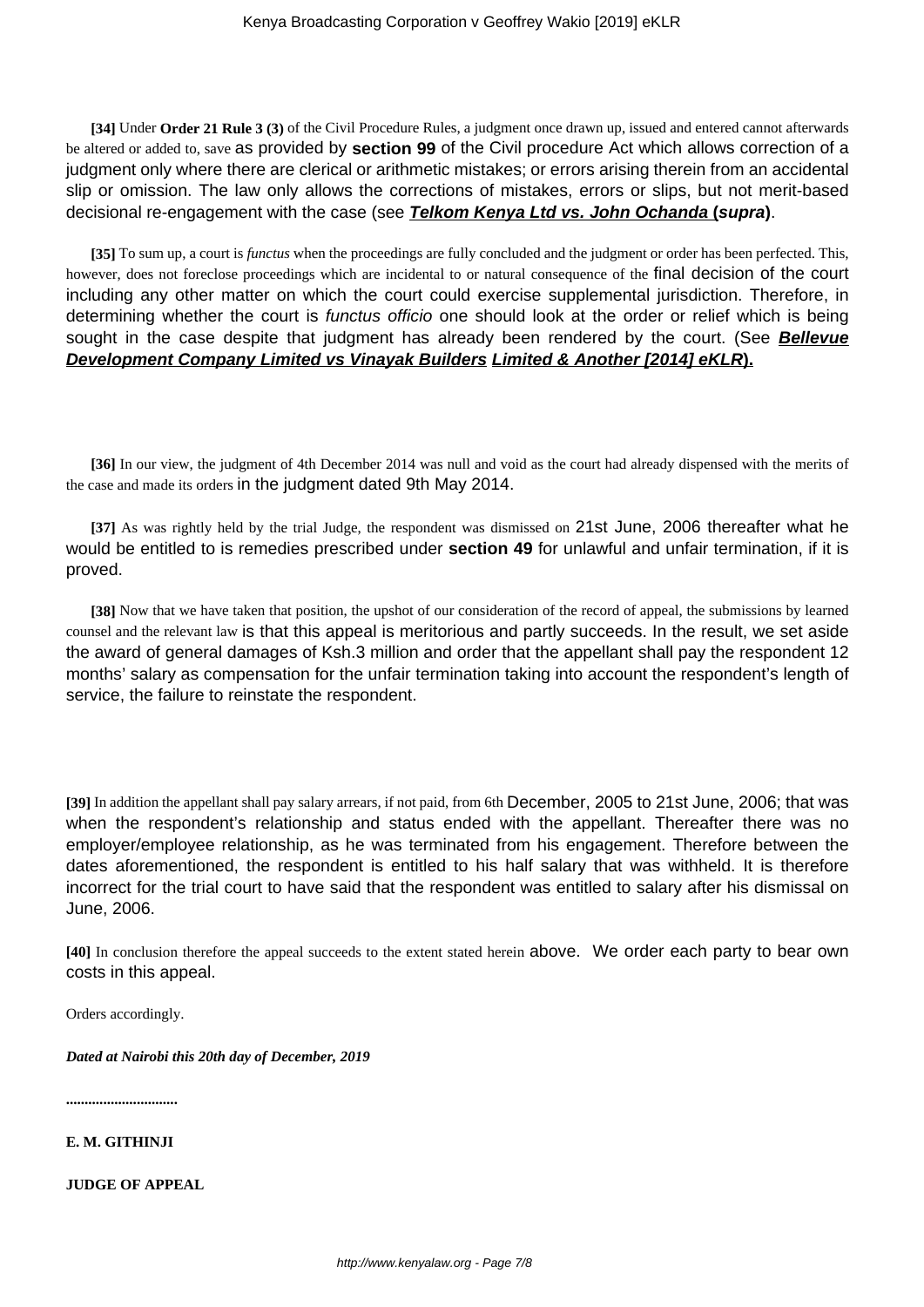**[34]** Under **Order 21 Rule 3 (3)** of the Civil Procedure Rules, a judgment once drawn up, issued and entered cannot afterwards be altered or added to, save as provided by **section 99** of the Civil procedure Act which allows correction of a judgment only where there are clerical or arithmetic mistakes; or errors arising therein from an accidental slip or omission. The law only allows the corrections of mistakes, errors or slips, but not merit-based decisional re-engagement with the case (see ***Telkom Kenya Ltd vs. John Ochanda* (*supra*)**.

**[35]** To sum up, a court is *functus* when the proceedings are fully concluded and the judgment or order has been perfected. This, however, does not foreclose proceedings which are incidental to or natural consequence of the final decision of the court including any other matter on which the court could exercise supplemental jurisdiction. Therefore, in determining whether the court is *functus officio* one should look at the order or relief which is being sought in the case despite that judgment has already been rendered by the court. (See ***Bellevue Development Company Limited vs Vinayak Builders* Limited & Another [2014] eKLR).**

**[36]** In our view, the judgment of 4th December 2014 was null and void as the court had already dispensed with the merits of the case and made its orders in the judgment dated 9th May 2014.

**[37]** As was rightly held by the trial Judge, the respondent was dismissed on 21st June, 2006 thereafter what he would be entitled to is remedies prescribed under **section 49** for unlawful and unfair termination, if it is proved.

**[38]** Now that we have taken that position, the upshot of our consideration of the record of appeal, the submissions by learned counsel and the relevant law is that this appeal is meritorious and partly succeeds. In the result, we set aside the award of general damages of Ksh.3 million and order that the appellant shall pay the respondent 12 months' salary as compensation for the unfair termination taking into account the respondent's length of service, the failure to reinstate the respondent.

**[39]** In addition the appellant shall pay salary arrears, if not paid, from 6th December, 2005 to 21st June, 2006; that was when the respondent's relationship and status ended with the appellant. Thereafter there was no employer/employee relationship, as he was terminated from his engagement. Therefore between the dates aforementioned, the respondent is entitled to his half salary that was withheld. It is therefore incorrect for the trial court to have said that the respondent was entitled to salary after his dismissal on June, 2006.

**[40]** In conclusion therefore the appeal succeeds to the extent stated herein above. We order each party to bear own costs in this appeal.

Orders accordingly.

***Dated at Nairobi this 20th day of December, 2019***

**.............................**

**E. M. GITHINJI**

**JUDGE OF APPEAL**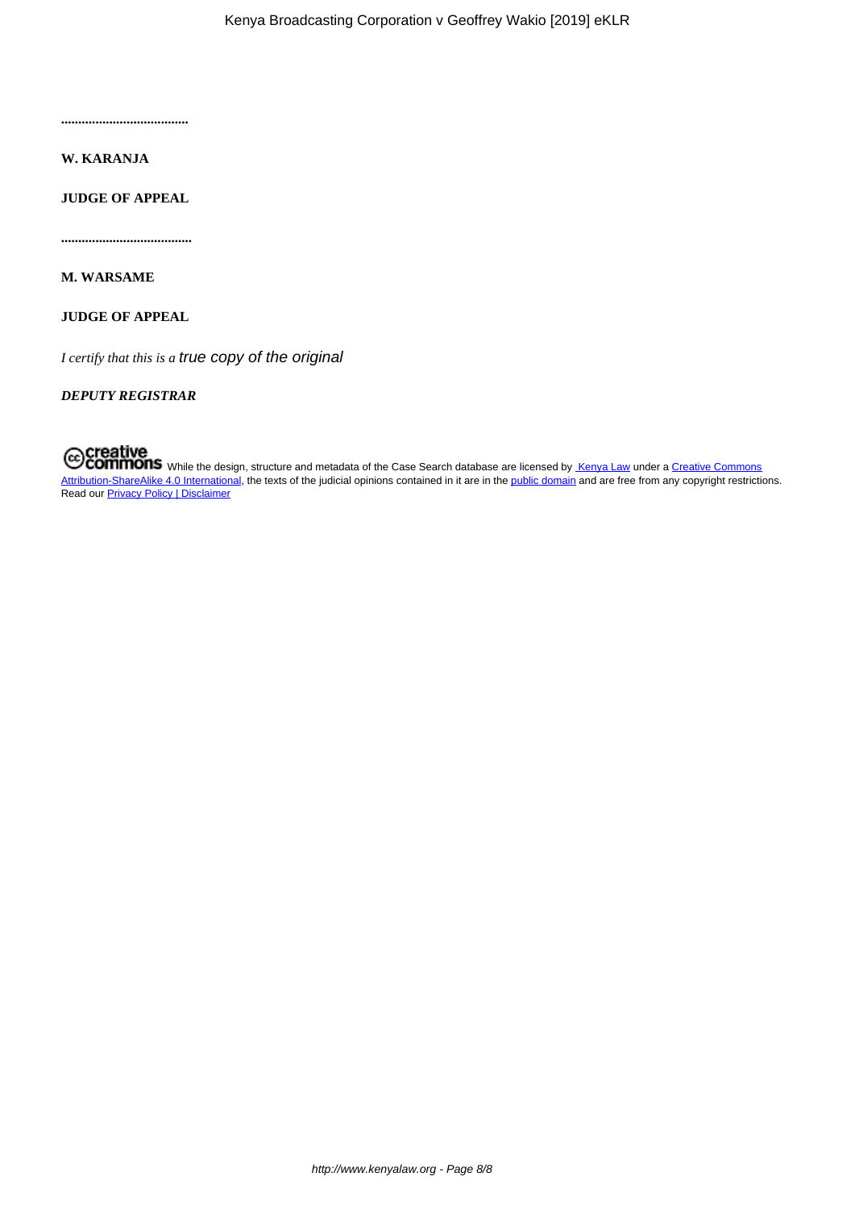....................................

**W. KARANJA**

**JUDGE OF APPEAL**

.....................................

**M. WARSAME**

**JUDGE OF APPEAL**

*I certify that this is a true copy of the original*

***DEPUTY REGISTRAR***

While the design, structure and metadata of the Case Search database are licensed by Kenya Law under a Creative Commons Attribution-ShareAlike 4.0 International, the texts of the judicial opinions contained in it are in the public domain and are free from any copyright restrictions. Read our Privacy Policy | Disclaimer